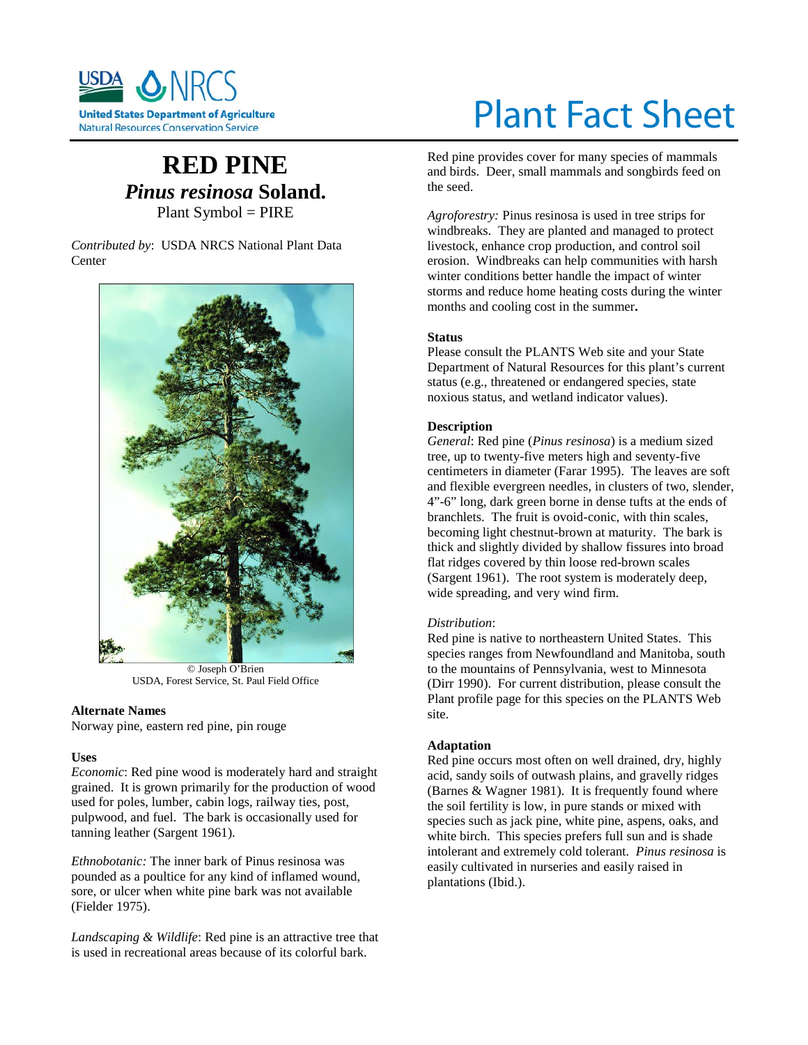# RED PINE

## *Pinus resinosa* Soland.

Plant Symbol = PIRE

*Contributed by*: USDA NRCS National Plant Data Center

© Joseph O'Brien
USDA, Forest Service, St. Paul Field Office

### Alternate Names

Norway pine, eastern red pine, pin rouge

### Uses

*Economic*: Red pine wood is moderately hard and straight grained. It is grown primarily for the production of wood used for poles, lumber, cabin logs, railway ties, post, pulpwood, and fuel. The bark is occasionally used for tanning leather (Sargent 1961).

*Ethnobotanic:* The inner bark of Pinus resinosa was pounded as a poultice for any kind of inflamed wound, sore, or ulcer when white pine bark was not available (Fielder 1975).

*Landscaping & Wildlife*: Red pine is an attractive tree that is used in recreational areas because of its colorful bark. Red pine provides cover for many species of mammals and birds. Deer, small mammals and songbirds feed on the seed.

*Agroforestry:* Pinus resinosa is used in tree strips for windbreaks. They are planted and managed to protect livestock, enhance crop production, and control soil erosion. Windbreaks can help communities with harsh winter conditions better handle the impact of winter storms and reduce home heating costs during the winter months and cooling cost in the summer**.**

### Status

Please consult the PLANTS Web site and your State Department of Natural Resources for this plant's current status (e.g., threatened or endangered species, state noxious status, and wetland indicator values).

### Description

*General*: Red pine (*Pinus resinosa*) is a medium sized tree, up to twenty-five meters high and seventy-five centimeters in diameter (Farar 1995). The leaves are soft and flexible evergreen needles, in clusters of two, slender, 4"-6" long, dark green borne in dense tufts at the ends of branchlets. The fruit is ovoid-conic, with thin scales, becoming light chestnut-brown at maturity. The bark is thick and slightly divided by shallow fissures into broad flat ridges covered by thin loose red-brown scales (Sargent 1961). The root system is moderately deep, wide spreading, and very wind firm.

*Distribution*:
Red pine is native to northeastern United States. This species ranges from Newfoundland and Manitoba, south to the mountains of Pennsylvania, west to Minnesota (Dirr 1990). For current distribution, please consult the Plant profile page for this species on the PLANTS Web site.

### Adaptation

Red pine occurs most often on well drained, dry, highly acid, sandy soils of outwash plains, and gravelly ridges (Barnes & Wagner 1981). It is frequently found where the soil fertility is low, in pure stands or mixed with species such as jack pine, white pine, aspens, oaks, and white birch. This species prefers full sun and is shade intolerant and extremely cold tolerant. *Pinus resinosa* is easily cultivated in nurseries and easily raised in plantations (Ibid.).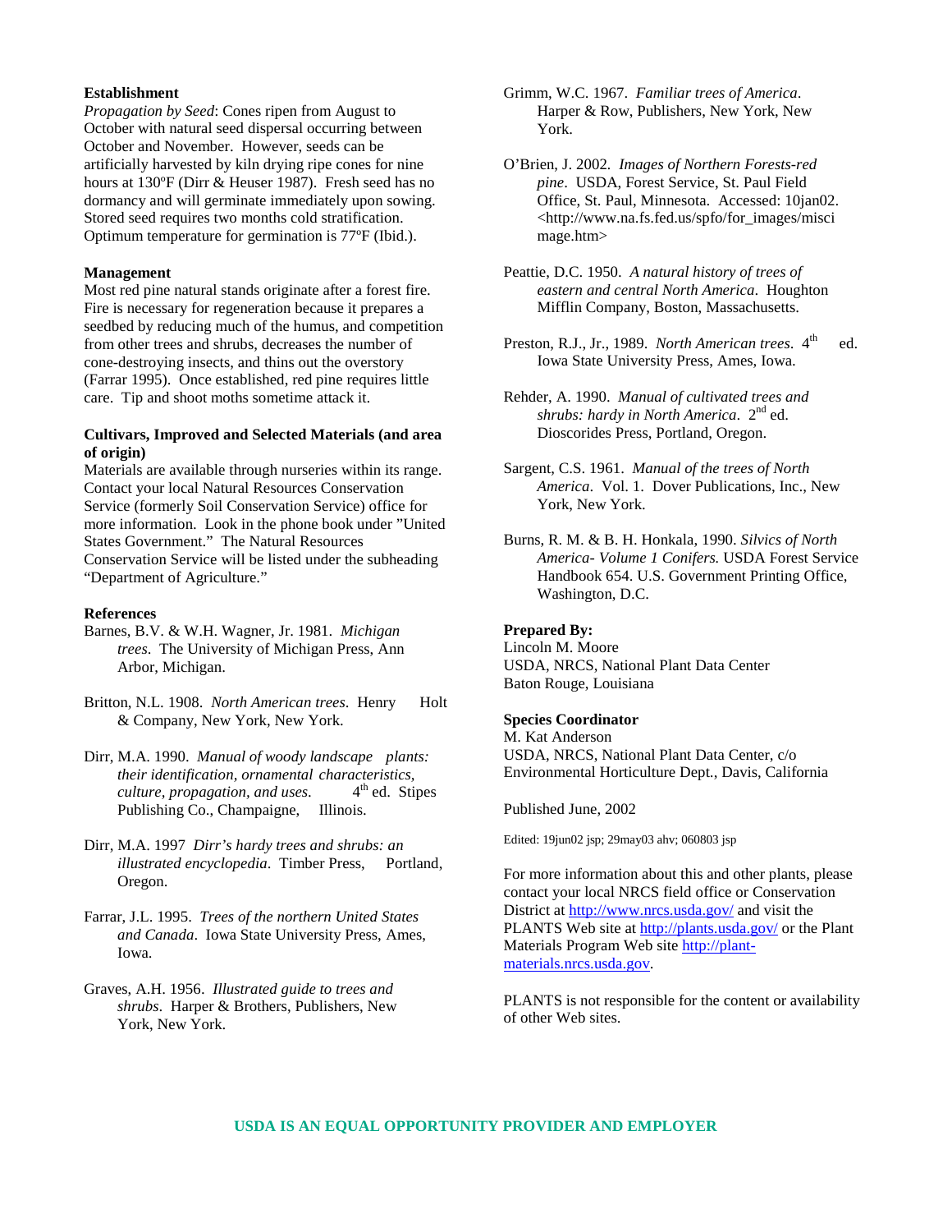## Establishment

*Propagation by Seed*: Cones ripen from August to October with natural seed dispersal occurring between October and November. However, seeds can be artificially harvested by kiln drying ripe cones for nine hours at 130ºF (Dirr & Heuser 1987). Fresh seed has no dormancy and will germinate immediately upon sowing. Stored seed requires two months cold stratification. Optimum temperature for germination is 77ºF (Ibid.).

## Management

Most red pine natural stands originate after a forest fire. Fire is necessary for regeneration because it prepares a seedbed by reducing much of the humus, and competition from other trees and shrubs, decreases the number of cone-destroying insects, and thins out the overstory (Farrar 1995). Once established, red pine requires little care. Tip and shoot moths sometime attack it.

## Cultivars, Improved and Selected Materials (and area of origin)

Materials are available through nurseries within its range. Contact your local Natural Resources Conservation Service (formerly Soil Conservation Service) office for more information. Look in the phone book under "United States Government." The Natural Resources Conservation Service will be listed under the subheading "Department of Agriculture."

## References

Barnes, B.V. & W.H. Wagner, Jr. 1981. *Michigan trees*. The University of Michigan Press, Ann Arbor, Michigan.

Britton, N.L. 1908. *North American trees*. Henry Holt & Company, New York, New York.

Dirr, M.A. 1990. *Manual of woody landscape plants: their identification, ornamental characteristics, culture, propagation, and uses.* 4th ed. Stipes Publishing Co., Champaigne, Illinois.

Dirr, M.A. 1997 *Dirr's hardy trees and shrubs: an illustrated encyclopedia*. Timber Press, Portland, Oregon.

Farrar, J.L. 1995. *Trees of the northern United States and Canada*. Iowa State University Press, Ames, Iowa.

Graves, A.H. 1956. *Illustrated guide to trees and shrubs*. Harper & Brothers, Publishers, New York, New York.

Grimm, W.C. 1967. *Familiar trees of America*. Harper & Row, Publishers, New York, New York.

O'Brien, J. 2002. *Images of Northern Forests-red pine*. USDA, Forest Service, St. Paul Field Office, St. Paul, Minnesota. Accessed: 10jan02. <http://www.na.fs.fed.us/spfo/for_images/miscimage.htm>

Peattie, D.C. 1950. *A natural history of trees of eastern and central North America*. Houghton Mifflin Company, Boston, Massachusetts.

Preston, R.J., Jr., 1989. *North American trees*. 4th ed. Iowa State University Press, Ames, Iowa.

Rehder, A. 1990. *Manual of cultivated trees and shrubs: hardy in North America*. 2nd ed. Dioscorides Press, Portland, Oregon.

Sargent, C.S. 1961. *Manual of the trees of North America*. Vol. 1. Dover Publications, Inc., New York, New York.

Burns, R. M. & B. H. Honkala, 1990. *Silvics of North America- Volume 1 Conifers.* USDA Forest Service Handbook 654. U.S. Government Printing Office, Washington, D.C.

**Prepared By:**
Lincoln M. Moore
USDA, NRCS, National Plant Data Center
Baton Rouge, Louisiana

**Species Coordinator**
M. Kat Anderson
USDA, NRCS, National Plant Data Center, c/o Environmental Horticulture Dept., Davis, California

Published June, 2002

Edited: 19jun02 jsp; 29may03 ahv; 060803 jsp

For more information about this and other plants, please contact your local NRCS field office or Conservation District at http://www.nrcs.usda.gov/ and visit the PLANTS Web site at http://plants.usda.gov/ or the Plant Materials Program Web site http://plant-materials.nrcs.usda.gov.

PLANTS is not responsible for the content or availability of other Web sites.

**USDA IS AN EQUAL OPPORTUNITY PROVIDER AND EMPLOYER**